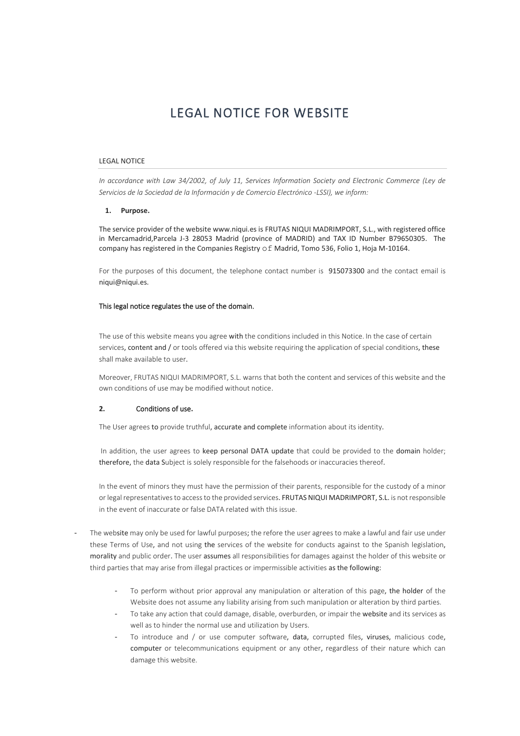# LEGAL NOTICE FOR WEBSITE

LEGAL NOTICE

*In accordance with Law 34/2002, of July 11, Services Information Society and Electronic Commerce (Ley de Servicios de la Sociedad de la Información y de Comercio Electrónico -LSSI), we inform:*

1. **Purpose.**

The service provider of the website www.niqui.es is FRUTAS NIQUI MADRIMPORT, S.L., with registered office in Mercamadrid,Parcela J-3 28053 Madrid (province of MADRID) and TAX ID Number B79650305. The company has registered in the Companies Registry of Madrid, Tomo 536, Folio 1, Hoja M-10164.

For the purposes of this document, the telephone contact number is 915073300 and the contact email is niqui@niqui.es.

This legal notice regulates the use of the domain.

The use of this website means you agree with the conditions included in this Notice. In the case of certain services, content and / or tools offered via this website requiring the application of special conditions, these shall make available to user.

Moreover, FRUTAS NIQUI MADRIMPORT, S.L. warns that both the content and services of this website and the own conditions of use may be modified without notice.

2. Conditions of use.

The User agrees to provide truthful, accurate and complete information about its identity.

In addition, the user agrees to keep personal DATA update that could be provided to the domain holder; therefore, the data Subject is solely responsible for the falsehoods or inaccuracies thereof.

In the event of minors they must have the permission of their parents, responsible for the custody of a minor or legal representatives to access to the provided services. FRUTAS NIQUI MADRIMPORT, S.L. is not responsible in the event of inaccurate or false DATA related with this issue.

- The website may only be used for lawful purposes; the refore the user agrees to make a lawful and fair use under these Terms of Use, and not using the services of the website for conducts against to the Spanish legislation, morality and public order. The user assumes all responsibilities for damages against the holder of this website or third parties that may arise from illegal practices or impermissible activities as the following:
  - To perform without prior approval any manipulation or alteration of this page, the holder of the Website does not assume any liability arising from such manipulation or alteration by third parties.
  - To take any action that could damage, disable, overburden, or impair the website and its services as well as to hinder the normal use and utilization by Users.
  - To introduce and / or use computer software, data, corrupted files, viruses, malicious code, computer or telecommunications equipment or any other, regardless of their nature which can damage this website.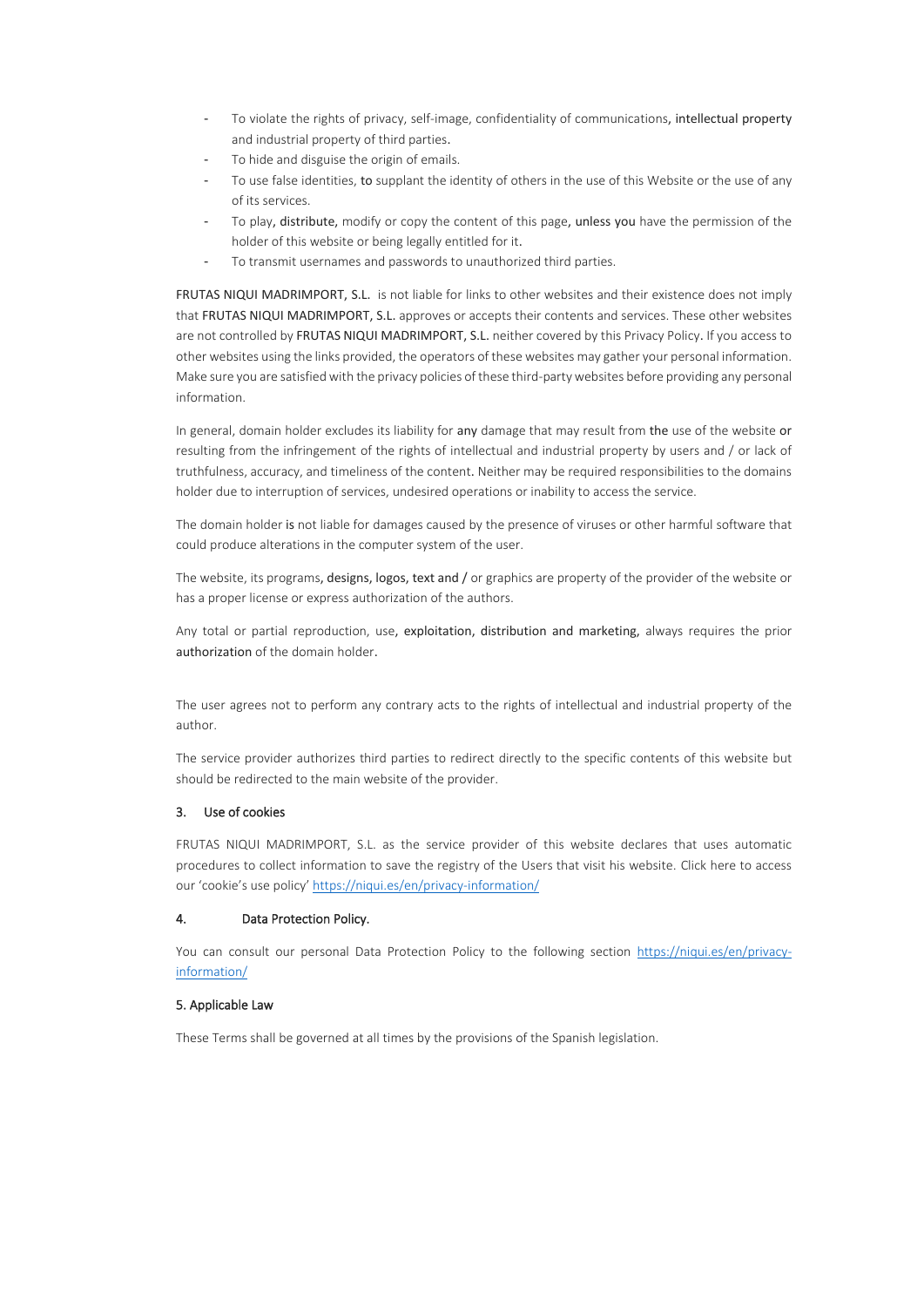- To violate the rights of privacy, self-image, confidentiality of communications, intellectual property and industrial property of third parties.
- To hide and disguise the origin of emails.
- To use false identities, to supplant the identity of others in the use of this Website or the use of any of its services.
- To play, distribute, modify or copy the content of this page, unless you have the permission of the holder of this website or being legally entitled for it.
- To transmit usernames and passwords to unauthorized third parties.

FRUTAS NIQUI MADRIMPORT, S.L. is not liable for links to other websites and their existence does not imply that FRUTAS NIQUI MADRIMPORT, S.L. approves or accepts their contents and services. These other websites are not controlled by FRUTAS NIQUI MADRIMPORT, S.L. neither covered by this Privacy Policy. If you access to other websites using the links provided, the operators of these websites may gather your personal information. Make sure you are satisfied with the privacy policies of these third-party websites before providing any personal information.

In general, domain holder excludes its liability for any damage that may result from the use of the website or resulting from the infringement of the rights of intellectual and industrial property by users and / or lack of truthfulness, accuracy, and timeliness of the content. Neither may be required responsibilities to the domains holder due to interruption of services, undesired operations or inability to access the service.

The domain holder is not liable for damages caused by the presence of viruses or other harmful software that could produce alterations in the computer system of the user.

The website, its programs, designs, logos, text and / or graphics are property of the provider of the website or has a proper license or express authorization of the authors.

Any total or partial reproduction, use, exploitation, distribution and marketing, always requires the prior authorization of the domain holder.

The user agrees not to perform any contrary acts to the rights of intellectual and industrial property of the author.

The service provider authorizes third parties to redirect directly to the specific contents of this website but should be redirected to the main website of the provider.

#### 3. Use of cookies

FRUTAS NIQUI MADRIMPORT, S.L. as the service provider of this website declares that uses automatic procedures to collect information to save the registry of the Users that visit his website. Click here to access our 'cookie's use policy' https://niqui.es/en/privacy-information/

#### 4. Data Protection Policy.

You can consult our personal Data Protection Policy to the following section https://niqui.es/en/privacy-information/

#### 5. Applicable Law

These Terms shall be governed at all times by the provisions of the Spanish legislation.